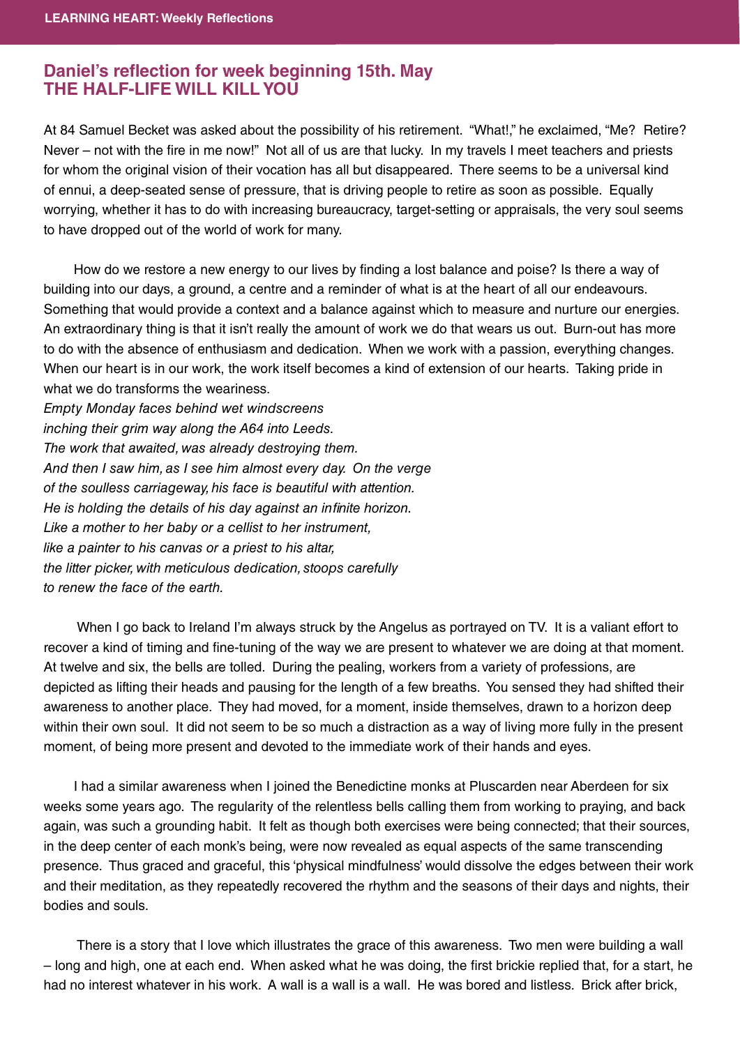## Daniel's reflection for week beginning 15th. May
## THE HALF-LIFE WILL KILL YOU

At 84 Samuel Becket was asked about the possibility of his retirement. "What!," he exclaimed, "Me? Retire? Never – not with the fire in me now!" Not all of us are that lucky. In my travels I meet teachers and priests for whom the original vision of their vocation has all but disappeared. There seems to be a universal kind of ennui, a deep-seated sense of pressure, that is driving people to retire as soon as possible. Equally worrying, whether it has to do with increasing bureaucracy, target-setting or appraisals, the very soul seems to have dropped out of the world of work for many.

How do we restore a new energy to our lives by finding a lost balance and poise? Is there a way of building into our days, a ground, a centre and a reminder of what is at the heart of all our endeavours. Something that would provide a context and a balance against which to measure and nurture our energies. An extraordinary thing is that it isn't really the amount of work we do that wears us out. Burn-out has more to do with the absence of enthusiasm and dedication. When we work with a passion, everything changes. When our heart is in our work, the work itself becomes a kind of extension of our hearts. Taking pride in what we do transforms the weariness.

*Empty Monday faces behind wet windscreens*
*inching their grim way along the A64 into Leeds.*
*The work that awaited, was already destroying them.*
*And then I saw him, as I see him almost every day. On the verge*
*of the soulless carriageway, his face is beautiful with attention.*
*He is holding the details of his day against an infinite horizon.*
*Like a mother to her baby or a cellist to her instrument,*
*like a painter to his canvas or a priest to his altar,*
*the litter picker, with meticulous dedication, stoops carefully*
*to renew the face of the earth.*

When I go back to Ireland I'm always struck by the Angelus as portrayed on TV. It is a valiant effort to recover a kind of timing and fine-tuning of the way we are present to whatever we are doing at that moment. At twelve and six, the bells are tolled. During the pealing, workers from a variety of professions, are depicted as lifting their heads and pausing for the length of a few breaths. You sensed they had shifted their awareness to another place. They had moved, for a moment, inside themselves, drawn to a horizon deep within their own soul. It did not seem to be so much a distraction as a way of living more fully in the present moment, of being more present and devoted to the immediate work of their hands and eyes.

I had a similar awareness when I joined the Benedictine monks at Pluscarden near Aberdeen for six weeks some years ago. The regularity of the relentless bells calling them from working to praying, and back again, was such a grounding habit. It felt as though both exercises were being connected; that their sources, in the deep center of each monk's being, were now revealed as equal aspects of the same transcending presence. Thus graced and graceful, this 'physical mindfulness' would dissolve the edges between their work and their meditation, as they repeatedly recovered the rhythm and the seasons of their days and nights, their bodies and souls.

There is a story that I love which illustrates the grace of this awareness. Two men were building a wall – long and high, one at each end. When asked what he was doing, the first brickie replied that, for a start, he had no interest whatever in his work. A wall is a wall is a wall. He was bored and listless. Brick after brick,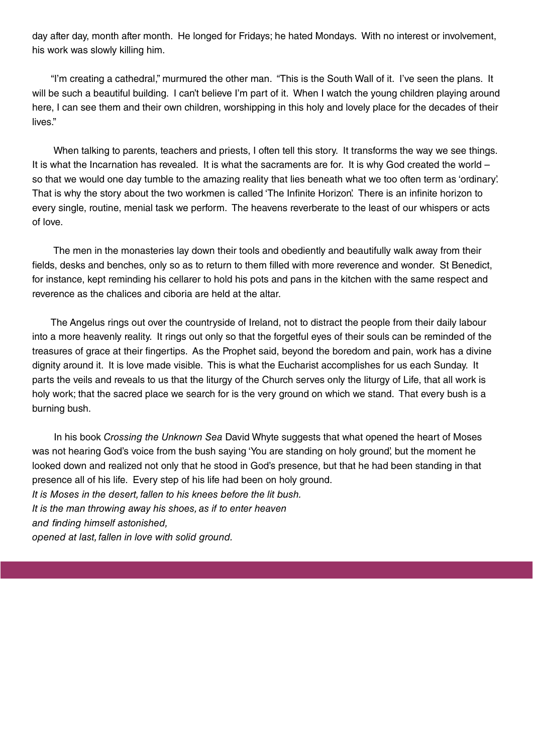day after day, month after month. He longed for Fridays; he hated Mondays. With no interest or involvement, his work was slowly killing him.

"I'm creating a cathedral," murmured the other man. "This is the South Wall of it. I've seen the plans. It will be such a beautiful building. I can't believe I'm part of it. When I watch the young children playing around here, I can see them and their own children, worshipping in this holy and lovely place for the decades of their lives."

When talking to parents, teachers and priests, I often tell this story. It transforms the way we see things. It is what the Incarnation has revealed. It is what the sacraments are for. It is why God created the world – so that we would one day tumble to the amazing reality that lies beneath what we too often term as 'ordinary'. That is why the story about the two workmen is called 'The Infinite Horizon'. There is an infinite horizon to every single, routine, menial task we perform. The heavens reverberate to the least of our whispers or acts of love.

The men in the monasteries lay down their tools and obediently and beautifully walk away from their fields, desks and benches, only so as to return to them filled with more reverence and wonder. St Benedict, for instance, kept reminding his cellarer to hold his pots and pans in the kitchen with the same respect and reverence as the chalices and ciboria are held at the altar.

The Angelus rings out over the countryside of Ireland, not to distract the people from their daily labour into a more heavenly reality. It rings out only so that the forgetful eyes of their souls can be reminded of the treasures of grace at their fingertips. As the Prophet said, beyond the boredom and pain, work has a divine dignity around it. It is love made visible. This is what the Eucharist accomplishes for us each Sunday. It parts the veils and reveals to us that the liturgy of the Church serves only the liturgy of Life, that all work is holy work; that the sacred place we search for is the very ground on which we stand. That every bush is a burning bush.

In his book *Crossing the Unknown Sea* David Whyte suggests that what opened the heart of Moses was not hearing God's voice from the bush saying 'You are standing on holy ground', but the moment he looked down and realized not only that he stood in God's presence, but that he had been standing in that presence all of his life. Every step of his life had been on holy ground.

*It is Moses in the desert, fallen to his knees before the lit bush.*
*It is the man throwing away his shoes, as if to enter heaven*
*and finding himself astonished,*
*opened at last, fallen in love with solid ground.*